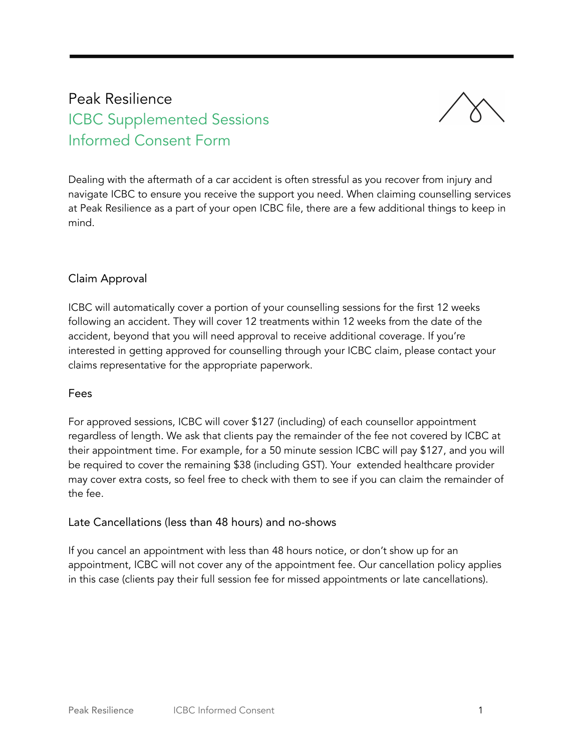# Peak Resilience

## ICBC Supplemented Sessions Informed Consent Form

Dealing with the aftermath of a car accident is often stressful as you recover from injury and navigate ICBC to ensure you receive the support you need. When claiming counselling services at Peak Resilience as a part of your open ICBC file, there are a few additional things to keep in mind.

### Claim Approval

ICBC will automatically cover a portion of your counselling sessions for the first 12 weeks following an accident. They will cover 12 treatments within 12 weeks from the date of the accident, beyond that you will need approval to receive additional coverage. If you're interested in getting approved for counselling through your ICBC claim, please contact your claims representative for the appropriate paperwork.

### Fees

For approved sessions, ICBC will cover $127 (including) of each counsellor appointment regardless of length. We ask that clients pay the remainder of the fee not covered by ICBC at their appointment time. For example, for a 50 minute session ICBC will pay $127, and you will be required to cover the remaining $38 (including GST). Your extended healthcare provider may cover extra costs, so feel free to check with them to see if you can claim the remainder of the fee.

### Late Cancellations (less than 48 hours) and no-shows

If you cancel an appointment with less than 48 hours notice, or don't show up for an appointment, ICBC will not cover any of the appointment fee. Our cancellation policy applies in this case (clients pay their full session fee for missed appointments or late cancellations).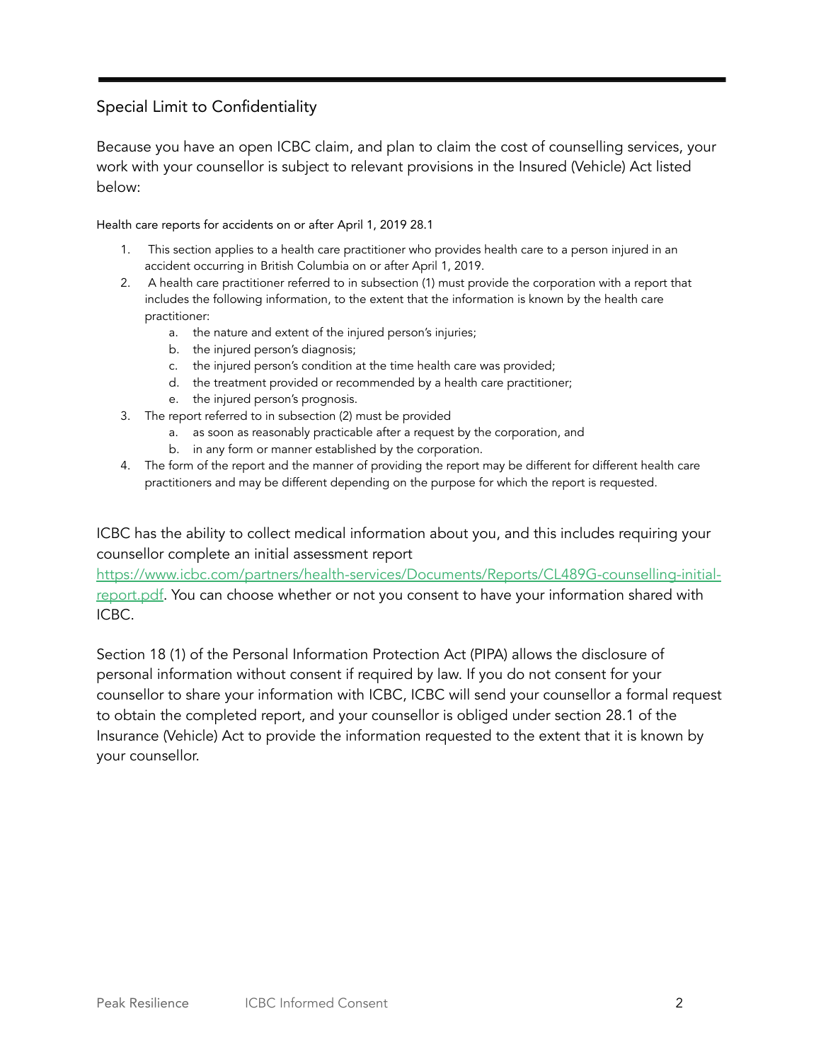## Special Limit to Confidentiality

Because you have an open ICBC claim, and plan to claim the cost of counselling services, your work with your counsellor is subject to relevant provisions in the Insured (Vehicle) Act listed below:

Health care reports for accidents on or after April 1, 2019 28.1

1. This section applies to a health care practitioner who provides health care to a person injured in an accident occurring in British Columbia on or after April 1, 2019.
2. A health care practitioner referred to in subsection (1) must provide the corporation with a report that includes the following information, to the extent that the information is known by the health care practitioner:
   a. the nature and extent of the injured person's injuries;
   b. the injured person's diagnosis;
   c. the injured person's condition at the time health care was provided;
   d. the treatment provided or recommended by a health care practitioner;
   e. the injured person's prognosis.
3. The report referred to in subsection (2) must be provided
   a. as soon as reasonably practicable after a request by the corporation, and
   b. in any form or manner established by the corporation.
4. The form of the report and the manner of providing the report may be different for different health care practitioners and may be different depending on the purpose for which the report is requested.

ICBC has the ability to collect medical information about you, and this includes requiring your counsellor complete an initial assessment report [https://www.icbc.com/partners/health-services/Documents/Reports/CL489G-counselling-initial-report.pdf](https://www.icbc.com/partners/health-services/Documents/Reports/CL489G-counselling-initial-report.pdf). You can choose whether or not you consent to have your information shared with ICBC.

Section 18 (1) of the Personal Information Protection Act (PIPA) allows the disclosure of personal information without consent if required by law. If you do not consent for your counsellor to share your information with ICBC, ICBC will send your counsellor a formal request to obtain the completed report, and your counsellor is obliged under section 28.1 of the Insurance (Vehicle) Act to provide the information requested to the extent that it is known by your counsellor.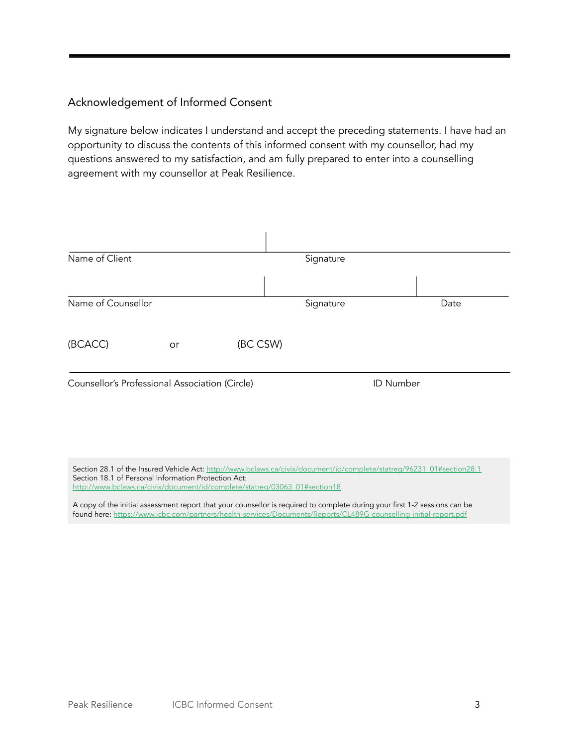## Acknowledgement of Informed Consent

My signature below indicates I understand and accept the preceding statements. I have had an opportunity to discuss the contents of this informed consent with my counsellor, had my questions answered to my satisfaction, and am fully prepared to enter into a counselling agreement with my counsellor at Peak Resilience.

| | | |
|---|---|---|
| Name of Client | Signature | |
| Name of Counsellor | Signature | Date |

(BCACC) or (BC CSW)

Counsellor's Professional Association (Circle) ID Number

Section 28.1 of the Insured Vehicle Act: http://www.bclaws.ca/civix/document/id/complete/statreg/96231_01#section28.1
Section 18.1 of Personal Information Protection Act:
http://www.bclaws.ca/civix/document/id/complete/statreg/03063_01#section18

A copy of the initial assessment report that your counsellor is required to complete during your first 1-2 sessions can be found here: https://www.icbc.com/partners/health-services/Documents/Reports/CL489G-counselling-initial-report.pdf